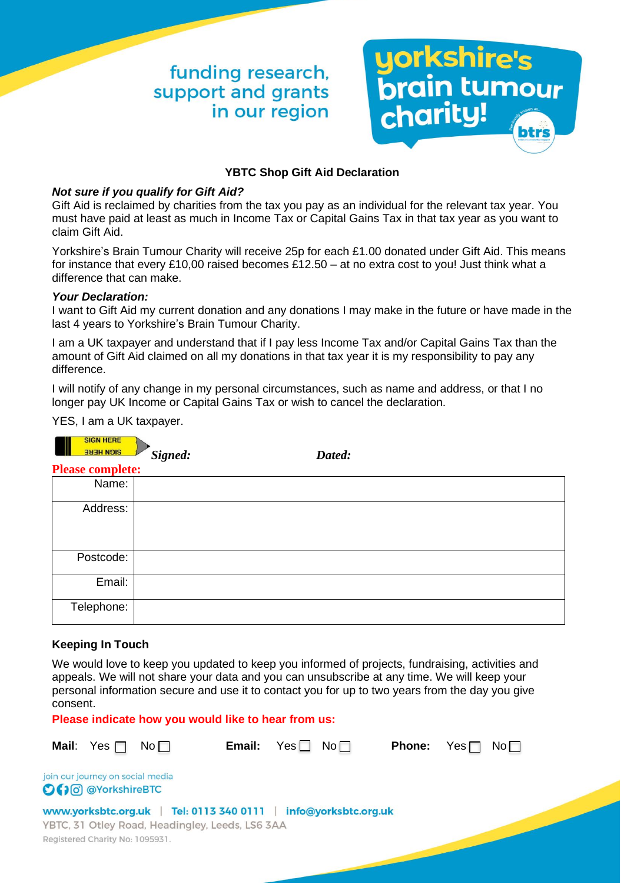funding research, support and grants in our region

yorkshire's brain tumour charity!

### YBTC Shop Gift Aid Declaration

***Not sure if you qualify for Gift Aid?***

Gift Aid is reclaimed by charities from the tax you pay as an individual for the relevant tax year. You must have paid at least as much in Income Tax or Capital Gains Tax in that tax year as you want to claim Gift Aid.

Yorkshire's Brain Tumour Charity will receive 25p for each £1.00 donated under Gift Aid. This means for instance that every £10,00 raised becomes £12.50 – at no extra cost to you! Just think what a difference that can make.

***Your Declaration:***

I want to Gift Aid my current donation and any donations I may make in the future or have made in the last 4 years to Yorkshire's Brain Tumour Charity.

I am a UK taxpayer and understand that if I pay less Income Tax and/or Capital Gains Tax than the amount of Gift Aid claimed on all my donations in that tax year it is my responsibility to pay any difference.

I will notify of any change in my personal circumstances, such as name and address, or that I no longer pay UK Income or Capital Gains Tax or wish to cancel the declaration.

YES, I am a UK taxpayer.

SIGN HERE ***Signed:*** ***Dated:***

**Please complete:**

| | |
|---|---|
| Name: | |
| Address: | |
| Postcode: | |
| Email: | |
| Telephone: | |

**Keeping In Touch**

We would love to keep you updated to keep you informed of projects, fundraising, activities and appeals. We will not share your data and you can unsubscribe at any time. We will keep your personal information secure and use it to contact you for up to two years from the day you give consent.

**Please indicate how you would like to hear from us:**

**Mail**: Yes ☐ No ☐ **Email:** Yes ☐ No ☐ **Phone:** Yes ☐ No ☐

join our journey on social media @YorkshireBTC

www.yorksbtc.org.uk | Tel: 0113 340 0111 | info@yorksbtc.org.uk

YBTC, 31 Otley Road, Headingley, Leeds, LS6 3AA

Registered Charity No: 1095931.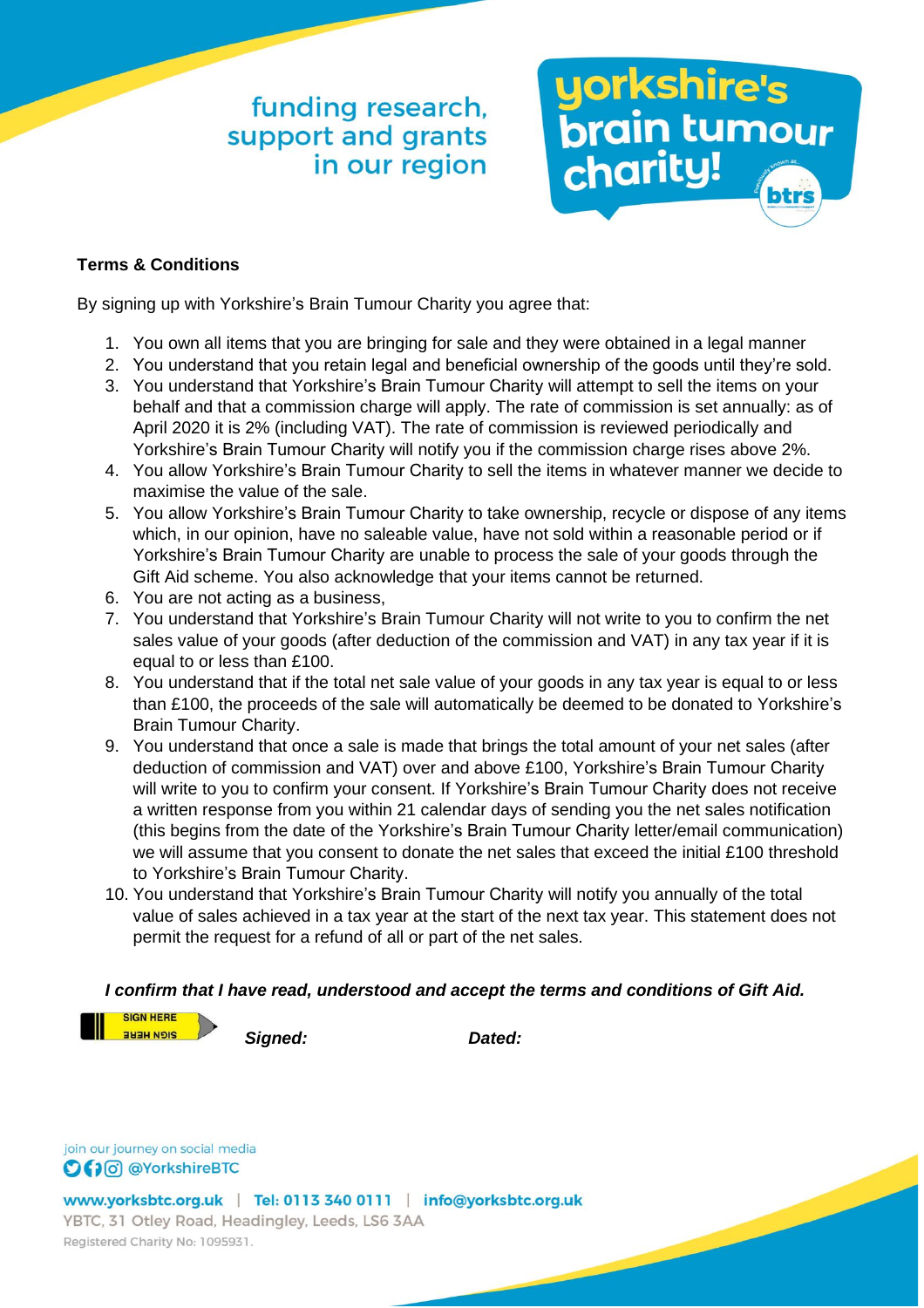funding research, support and grants in our region

yorkshire's brain tumour charity!

**Terms & Conditions**

By signing up with Yorkshire's Brain Tumour Charity you agree that:

1. You own all items that you are bringing for sale and they were obtained in a legal manner
2. You understand that you retain legal and beneficial ownership of the goods until they're sold.
3. You understand that Yorkshire's Brain Tumour Charity will attempt to sell the items on your behalf and that a commission charge will apply. The rate of commission is set annually: as of April 2020 it is 2% (including VAT). The rate of commission is reviewed periodically and Yorkshire's Brain Tumour Charity will notify you if the commission charge rises above 2%.
4. You allow Yorkshire's Brain Tumour Charity to sell the items in whatever manner we decide to maximise the value of the sale.
5. You allow Yorkshire's Brain Tumour Charity to take ownership, recycle or dispose of any items which, in our opinion, have no saleable value, have not sold within a reasonable period or if Yorkshire's Brain Tumour Charity are unable to process the sale of your goods through the Gift Aid scheme. You also acknowledge that your items cannot be returned.
6. You are not acting as a business,
7. You understand that Yorkshire's Brain Tumour Charity will not write to you to confirm the net sales value of your goods (after deduction of the commission and VAT) in any tax year if it is equal to or less than £100.
8. You understand that if the total net sale value of your goods in any tax year is equal to or less than £100, the proceeds of the sale will automatically be deemed to be donated to Yorkshire's Brain Tumour Charity.
9. You understand that once a sale is made that brings the total amount of your net sales (after deduction of commission and VAT) over and above £100, Yorkshire's Brain Tumour Charity will write to you to confirm your consent. If Yorkshire's Brain Tumour Charity does not receive a written response from you within 21 calendar days of sending you the net sales notification (this begins from the date of the Yorkshire's Brain Tumour Charity letter/email communication) we will assume that you consent to donate the net sales that exceed the initial £100 threshold to Yorkshire's Brain Tumour Charity.
10. You understand that Yorkshire's Brain Tumour Charity will notify you annually of the total value of sales achieved in a tax year at the start of the next tax year. This statement does not permit the request for a refund of all or part of the net sales.

***I confirm that I have read, understood and accept the terms and conditions of Gift Aid.***

SIGN HERE ***Signed:*** ***Dated:***

join our journey on social media
@YorkshireBTC

www.yorksbtc.org.uk | Tel: 0113 340 0111 | info@yorksbtc.org.uk
YBTC, 31 Otley Road, Headingley, Leeds, LS6 3AA
Registered Charity No: 1095931.